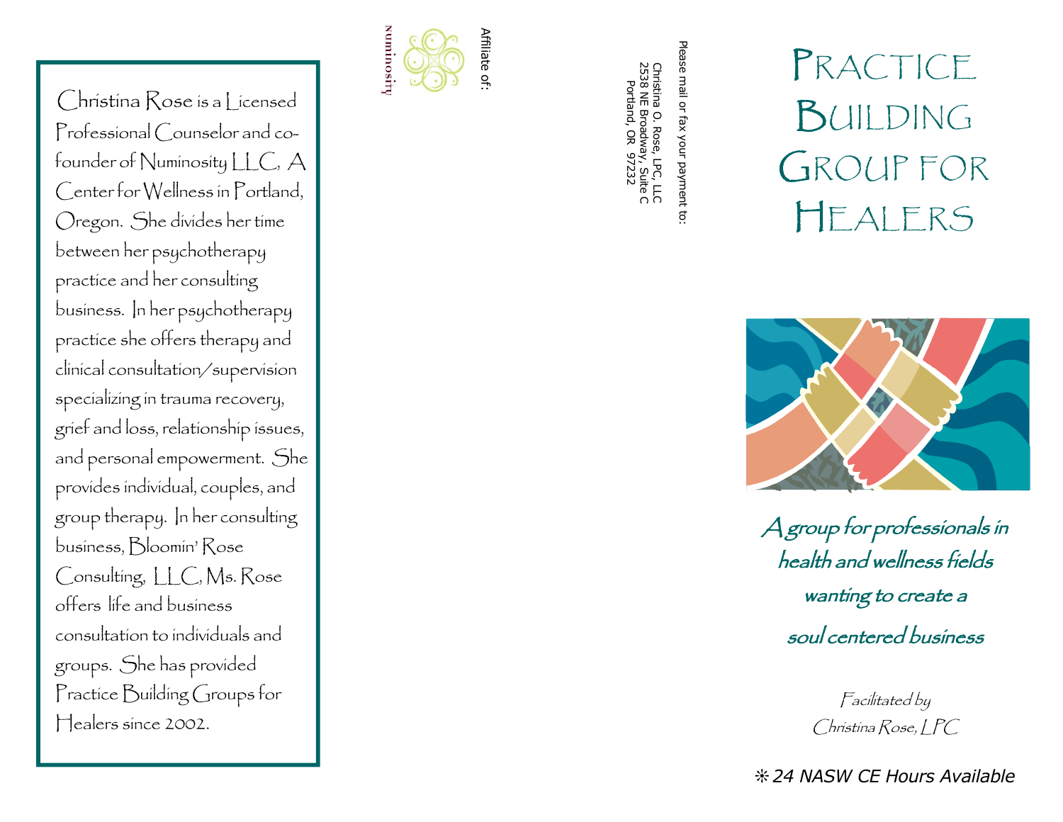Christina Rose is a Licensed Professional Counselor and co-founder of Numinosity LLC, A Center for Wellness in Portland, Oregon. She divides her time between her psychotherapy practice and her consulting business. In her psychotherapy practice she offers therapy and clinical consultation/supervision specializing in trauma recovery, grief and loss, relationship issues, and personal empowerment. She provides individual, couples, and group therapy. In her consulting business, Bloomin' Rose Consulting, LLC, Ms. Rose offers life and business consultation to individuals and groups. She has provided Practice Building Groups for Healers since 2002.

Affiliate of:

Numinosity

Please mail or fax your payment to:

Christina O. Rose, LPC, LLC
2538 NE Broadway, Suite C
Portland, OR 97232

# Practice Building Group for Healers

*A group for professionals in health and wellness fields wanting to create a soul centered business*

*Facilitated by*
*Christina Rose, LPC*

*✻ 24 NASW CE Hours Available*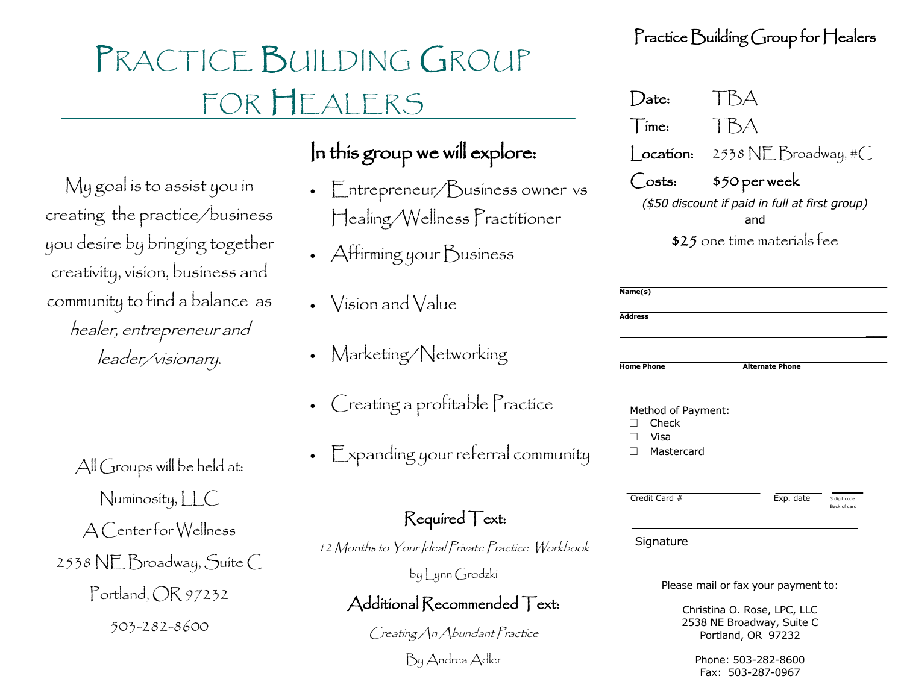# Practice Building Group for Healers

My goal is to assist you in creating the practice/business you desire by bringing together creativity, vision, business and community to find a balance as *healer, entrepreneur and leader/visionary*.

All Groups will be held at:

Numinosity, LLC

A Center for Wellness

2538 NE Broadway, Suite C

Portland, OR 97232

503-282-8600

## In this group we will explore:

- Entrepreneur/Business owner vs Healing/Wellness Practitioner
- Affirming your Business
- Vision and Value
- Marketing/Networking
- Creating a profitable Practice
- Expanding your referral community

### Required Text:

*12 Months to Your Ideal Private Practice Workbook*

by Lynn Grodzki

### Additional Recommended Text:

*Creating An Abundant Practice*

By Andrea Adler

## Practice Building Group for Healers

| | |
|---|---|
| Date: | TBA |
| Time: | TBA |
| Location: | 2538 NE Broadway, #C |
| Costs: | $50 per week |

*($50 discount if paid in full at first group)*

and

**$25** one time materials fee

**Name(s)** ______________________________

**Address** ______________________________

______________________________

**Home Phone** ______________ **Alternate Phone** ______________

Method of Payment:

☐ Check

☐ Visa

☐ Mastercard

______________ Credit Card # ______ Exp. date ______ 3 digit code Back of card

______________________________

Signature

Please mail or fax your payment to:

Christina O. Rose, LPC, LLC
2538 NE Broadway, Suite C
Portland, OR 97232

Phone: 503-282-8600
Fax: 503-287-0967